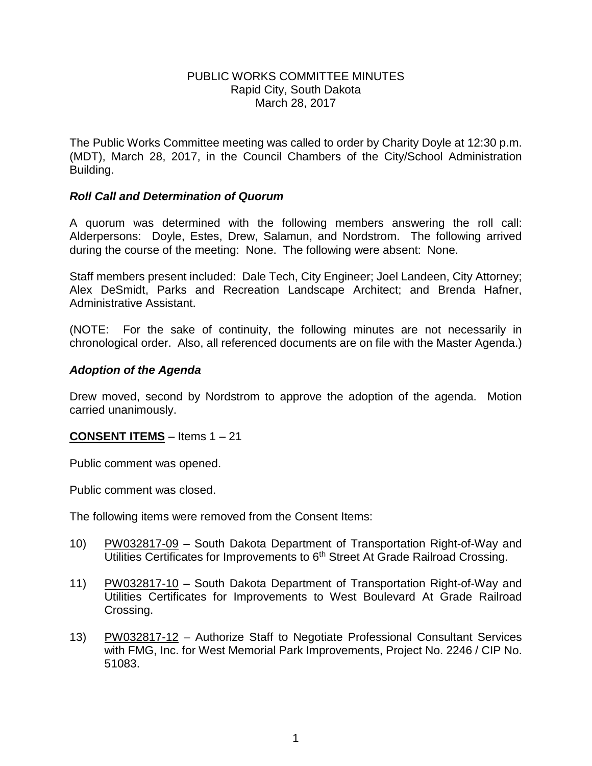# PUBLIC WORKS COMMITTEE MINUTES
Rapid City, South Dakota
March 28, 2017

The Public Works Committee meeting was called to order by Charity Doyle at 12:30 p.m. (MDT), March 28, 2017, in the Council Chambers of the City/School Administration Building.

### *Roll Call and Determination of Quorum*

A quorum was determined with the following members answering the roll call: Alderpersons: Doyle, Estes, Drew, Salamun, and Nordstrom. The following arrived during the course of the meeting: None. The following were absent: None.

Staff members present included: Dale Tech, City Engineer; Joel Landeen, City Attorney; Alex DeSmidt, Parks and Recreation Landscape Architect; and Brenda Hafner, Administrative Assistant.

(NOTE: For the sake of continuity, the following minutes are not necessarily in chronological order. Also, all referenced documents are on file with the Master Agenda.)

### *Adoption of the Agenda*

Drew moved, second by Nordstrom to approve the adoption of the agenda. Motion carried unanimously.

**CONSENT ITEMS** – Items 1 – 21

Public comment was opened.

Public comment was closed.

The following items were removed from the Consent Items:

10) PW032817-09 – South Dakota Department of Transportation Right-of-Way and Utilities Certificates for Improvements to 6th Street At Grade Railroad Crossing.

11) PW032817-10 – South Dakota Department of Transportation Right-of-Way and Utilities Certificates for Improvements to West Boulevard At Grade Railroad Crossing.

13) PW032817-12 – Authorize Staff to Negotiate Professional Consultant Services with FMG, Inc. for West Memorial Park Improvements, Project No. 2246 / CIP No. 51083.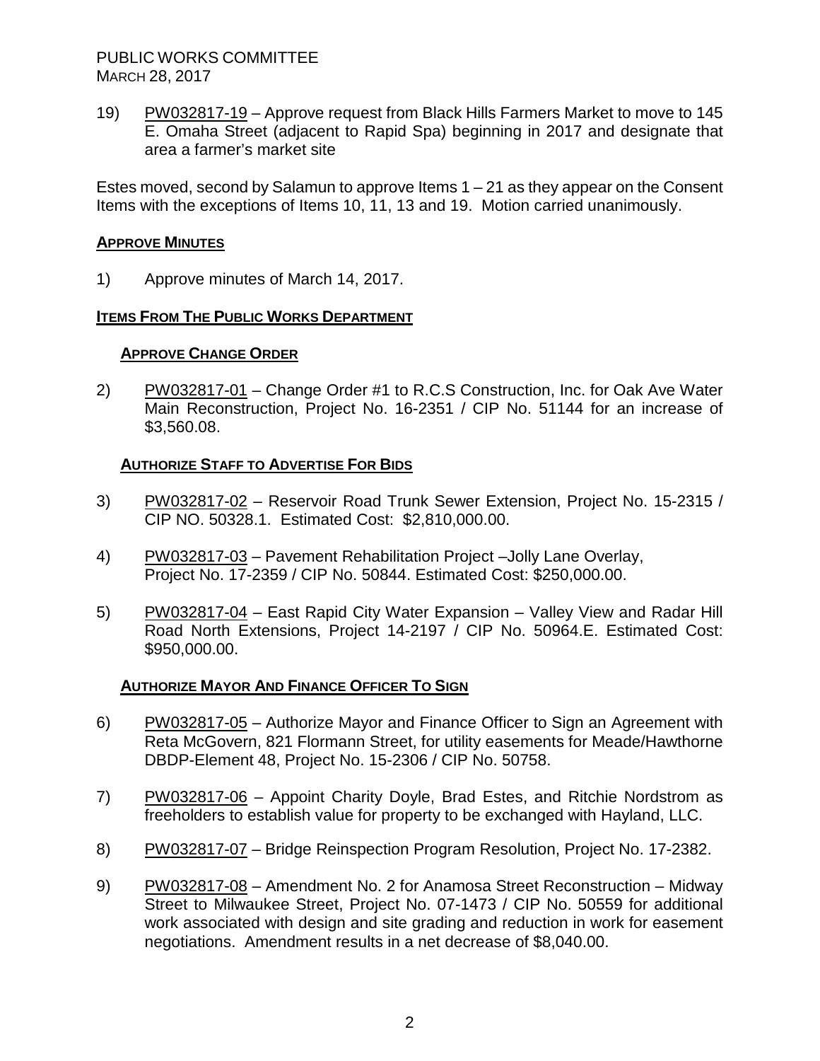19) PW032817-19 – Approve request from Black Hills Farmers Market to move to 145 E. Omaha Street (adjacent to Rapid Spa) beginning in 2017 and designate that area a farmer's market site

Estes moved, second by Salamun to approve Items 1 – 21 as they appear on the Consent Items with the exceptions of Items 10, 11, 13 and 19. Motion carried unanimously.

## APPROVE MINUTES

1) Approve minutes of March 14, 2017.

## ITEMS FROM THE PUBLIC WORKS DEPARTMENT

### APPROVE CHANGE ORDER

2) PW032817-01 – Change Order #1 to R.C.S Construction, Inc. for Oak Ave Water Main Reconstruction, Project No. 16-2351 / CIP No. 51144 for an increase of $3,560.08.

### AUTHORIZE STAFF TO ADVERTISE FOR BIDS

3) PW032817-02 – Reservoir Road Trunk Sewer Extension, Project No. 15-2315 / CIP NO. 50328.1. Estimated Cost: $2,810,000.00.

4) PW032817-03 – Pavement Rehabilitation Project –Jolly Lane Overlay, Project No. 17-2359 / CIP No. 50844. Estimated Cost: $250,000.00.

5) PW032817-04 – East Rapid City Water Expansion – Valley View and Radar Hill Road North Extensions, Project 14-2197 / CIP No. 50964.E. Estimated Cost: $950,000.00.

### AUTHORIZE MAYOR AND FINANCE OFFICER TO SIGN

6) PW032817-05 – Authorize Mayor and Finance Officer to Sign an Agreement with Reta McGovern, 821 Flormann Street, for utility easements for Meade/Hawthorne DBDP-Element 48, Project No. 15-2306 / CIP No. 50758.

7) PW032817-06 – Appoint Charity Doyle, Brad Estes, and Ritchie Nordstrom as freeholders to establish value for property to be exchanged with Hayland, LLC.

8) PW032817-07 – Bridge Reinspection Program Resolution, Project No. 17-2382.

9) PW032817-08 – Amendment No. 2 for Anamosa Street Reconstruction – Midway Street to Milwaukee Street, Project No. 07-1473 / CIP No. 50559 for additional work associated with design and site grading and reduction in work for easement negotiations. Amendment results in a net decrease of $8,040.00.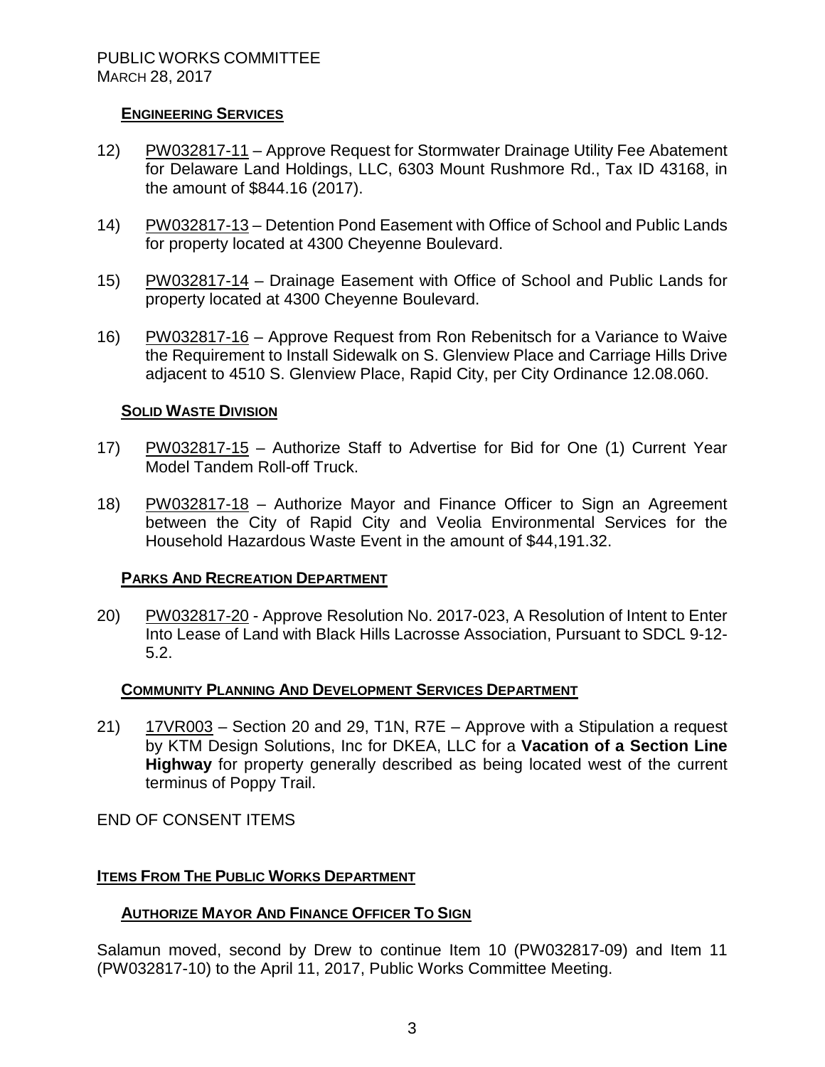### ENGINEERING SERVICES

12) PW032817-11 – Approve Request for Stormwater Drainage Utility Fee Abatement for Delaware Land Holdings, LLC, 6303 Mount Rushmore Rd., Tax ID 43168, in the amount of $844.16 (2017).

14) PW032817-13 – Detention Pond Easement with Office of School and Public Lands for property located at 4300 Cheyenne Boulevard.

15) PW032817-14 – Drainage Easement with Office of School and Public Lands for property located at 4300 Cheyenne Boulevard.

16) PW032817-16 – Approve Request from Ron Rebenitsch for a Variance to Waive the Requirement to Install Sidewalk on S. Glenview Place and Carriage Hills Drive adjacent to 4510 S. Glenview Place, Rapid City, per City Ordinance 12.08.060.

### SOLID WASTE DIVISION

17) PW032817-15 – Authorize Staff to Advertise for Bid for One (1) Current Year Model Tandem Roll-off Truck.

18) PW032817-18 – Authorize Mayor and Finance Officer to Sign an Agreement between the City of Rapid City and Veolia Environmental Services for the Household Hazardous Waste Event in the amount of $44,191.32.

### PARKS AND RECREATION DEPARTMENT

20) PW032817-20 - Approve Resolution No. 2017-023, A Resolution of Intent to Enter Into Lease of Land with Black Hills Lacrosse Association, Pursuant to SDCL 9-12-5.2.

### COMMUNITY PLANNING AND DEVELOPMENT SERVICES DEPARTMENT

21) 17VR003 – Section 20 and 29, T1N, R7E – Approve with a Stipulation a request by KTM Design Solutions, Inc for DKEA, LLC for a **Vacation of a Section Line Highway** for property generally described as being located west of the current terminus of Poppy Trail.

END OF CONSENT ITEMS

## ITEMS FROM THE PUBLIC WORKS DEPARTMENT

### AUTHORIZE MAYOR AND FINANCE OFFICER TO SIGN

Salamun moved, second by Drew to continue Item 10 (PW032817-09) and Item 11 (PW032817-10) to the April 11, 2017, Public Works Committee Meeting.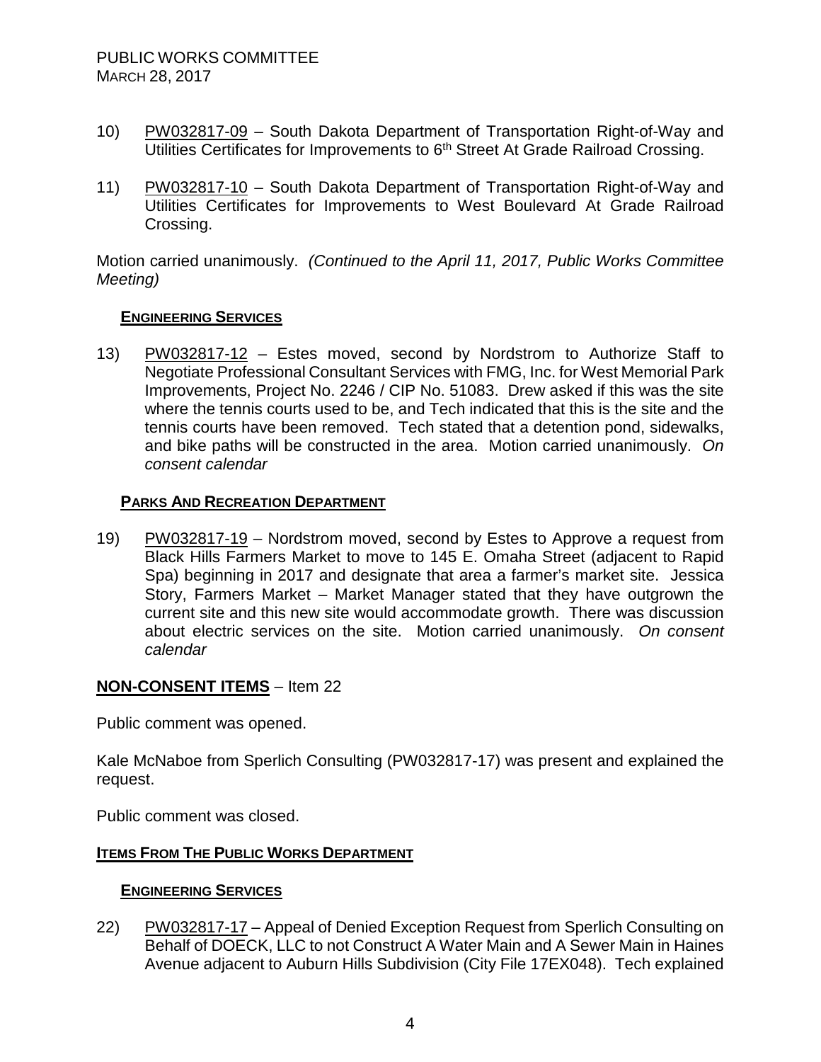10) PW032817-09 – South Dakota Department of Transportation Right-of-Way and Utilities Certificates for Improvements to 6th Street At Grade Railroad Crossing.

11) PW032817-10 – South Dakota Department of Transportation Right-of-Way and Utilities Certificates for Improvements to West Boulevard At Grade Railroad Crossing.

Motion carried unanimously. *(Continued to the April 11, 2017, Public Works Committee Meeting)*

**ENGINEERING SERVICES**

13) PW032817-12 – Estes moved, second by Nordstrom to Authorize Staff to Negotiate Professional Consultant Services with FMG, Inc. for West Memorial Park Improvements, Project No. 2246 / CIP No. 51083. Drew asked if this was the site where the tennis courts used to be, and Tech indicated that this is the site and the tennis courts have been removed. Tech stated that a detention pond, sidewalks, and bike paths will be constructed in the area. Motion carried unanimously. *On consent calendar*

**PARKS AND RECREATION DEPARTMENT**

19) PW032817-19 – Nordstrom moved, second by Estes to Approve a request from Black Hills Farmers Market to move to 145 E. Omaha Street (adjacent to Rapid Spa) beginning in 2017 and designate that area a farmer's market site. Jessica Story, Farmers Market – Market Manager stated that they have outgrown the current site and this new site would accommodate growth. There was discussion about electric services on the site. Motion carried unanimously. *On consent calendar*

## NON-CONSENT ITEMS – Item 22

Public comment was opened.

Kale McNaboe from Sperlich Consulting (PW032817-17) was present and explained the request.

Public comment was closed.

**ITEMS FROM THE PUBLIC WORKS DEPARTMENT**

**ENGINEERING SERVICES**

22) PW032817-17 – Appeal of Denied Exception Request from Sperlich Consulting on Behalf of DOECK, LLC to not Construct A Water Main and A Sewer Main in Haines Avenue adjacent to Auburn Hills Subdivision (City File 17EX048). Tech explained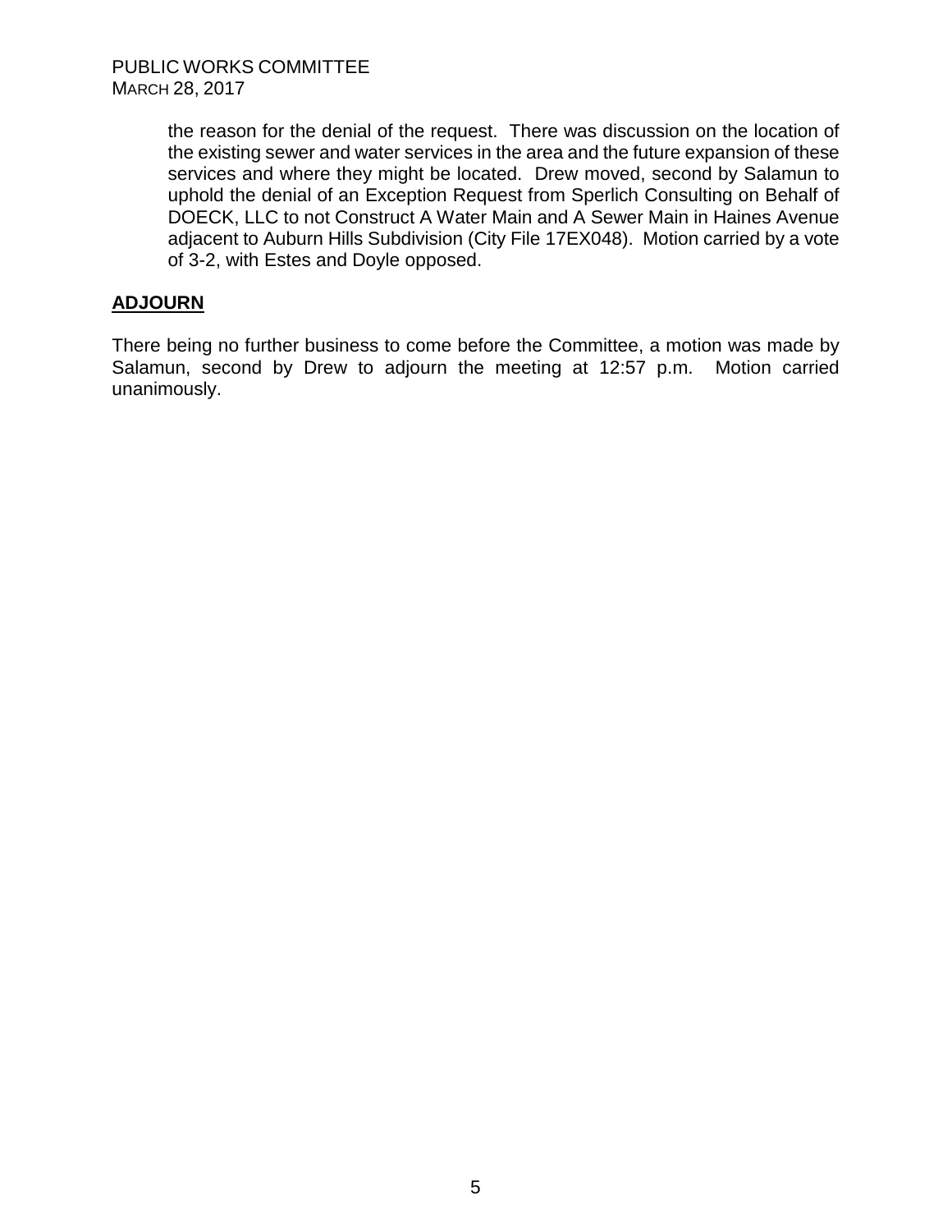the reason for the denial of the request. There was discussion on the location of the existing sewer and water services in the area and the future expansion of these services and where they might be located. Drew moved, second by Salamun to uphold the denial of an Exception Request from Sperlich Consulting on Behalf of DOECK, LLC to not Construct A Water Main and A Sewer Main in Haines Avenue adjacent to Auburn Hills Subdivision (City File 17EX048). Motion carried by a vote of 3-2, with Estes and Doyle opposed.

## ADJOURN

There being no further business to come before the Committee, a motion was made by Salamun, second by Drew to adjourn the meeting at 12:57 p.m. Motion carried unanimously.